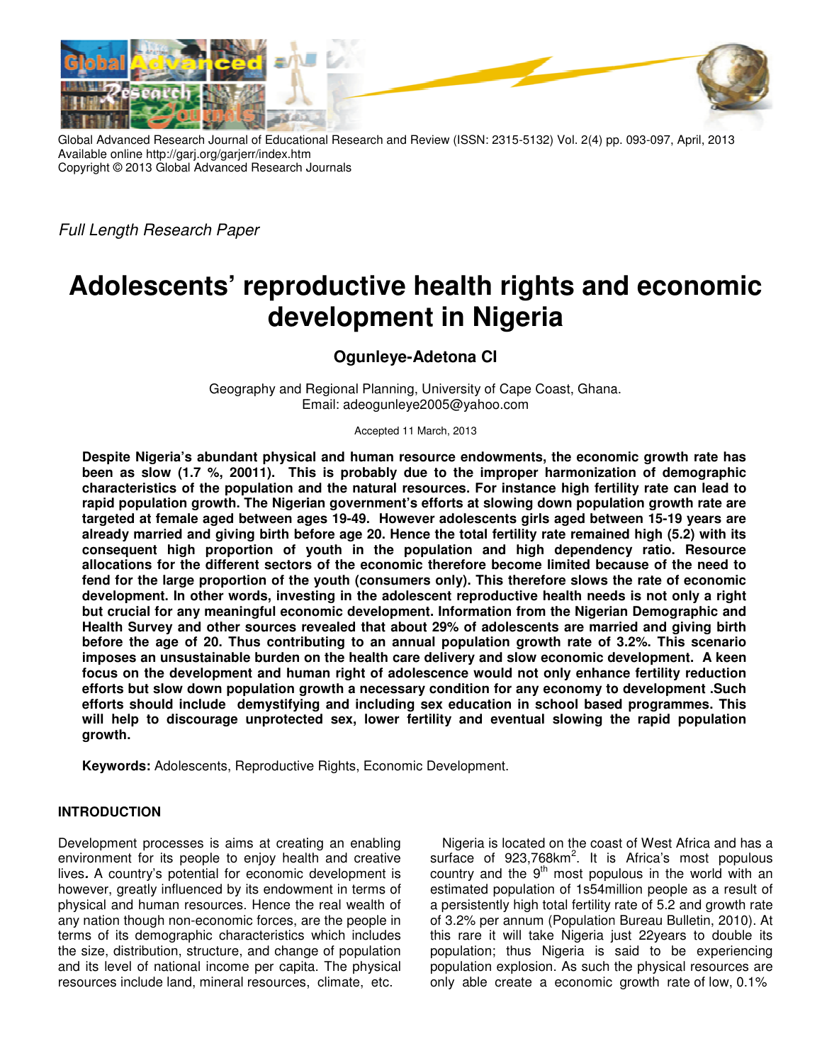Global Advanced Research Journal of Educational Research and Review (ISSN: 2315-5132) Vol. 2(4) pp. 093-097, April, 2013
Available online http://garj.org/garjerr/index.htm
Copyright © 2013 Global Advanced Research Journals

*Full Length Research Paper*

# Adolescents' reproductive health rights and economic development in Nigeria

**Ogunleye-Adetona CI**

Geography and Regional Planning, University of Cape Coast, Ghana.
Email: adeogunleye2005@yahoo.com

Accepted 11 March, 2013

**Despite Nigeria's abundant physical and human resource endowments, the economic growth rate has been as slow (1.7 %, 20011). This is probably due to the improper harmonization of demographic characteristics of the population and the natural resources. For instance high fertility rate can lead to rapid population growth. The Nigerian government's efforts at slowing down population growth rate are targeted at female aged between ages 19-49. However adolescents girls aged between 15-19 years are already married and giving birth before age 20. Hence the total fertility rate remained high (5.2) with its consequent high proportion of youth in the population and high dependency ratio. Resource allocations for the different sectors of the economic therefore become limited because of the need to fend for the large proportion of the youth (consumers only). This therefore slows the rate of economic development. In other words, investing in the adolescent reproductive health needs is not only a right but crucial for any meaningful economic development. Information from the Nigerian Demographic and Health Survey and other sources revealed that about 29% of adolescents are married and giving birth before the age of 20. Thus contributing to an annual population growth rate of 3.2%. This scenario imposes an unsustainable burden on the health care delivery and slow economic development. A keen focus on the development and human right of adolescence would not only enhance fertility reduction efforts but slow down population growth a necessary condition for any economy to development .Such efforts should include demystifying and including sex education in school based programmes. This will help to discourage unprotected sex, lower fertility and eventual slowing the rapid population growth.**

**Keywords:** Adolescents, Reproductive Rights, Economic Development.

## INTRODUCTION

Development processes is aims at creating an enabling environment for its people to enjoy health and creative lives**.** A country's potential for economic development is however, greatly influenced by its endowment in terms of physical and human resources. Hence the real wealth of any nation though non-economic forces, are the people in terms of its demographic characteristics which includes the size, distribution, structure, and change of population and its level of national income per capita. The physical resources include land, mineral resources, climate, etc.

Nigeria is located on the coast of West Africa and has a surface of 923,768km$^2$. It is Africa's most populous country and the 9$^{th}$ most populous in the world with an estimated population of 1s54million people as a result of a persistently high total fertility rate of 5.2 and growth rate of 3.2% per annum (Population Bureau Bulletin, 2010). At this rare it will take Nigeria just 22years to double its population; thus Nigeria is said to be experiencing population explosion. As such the physical resources are only able create a economic growth rate of low, 0.1%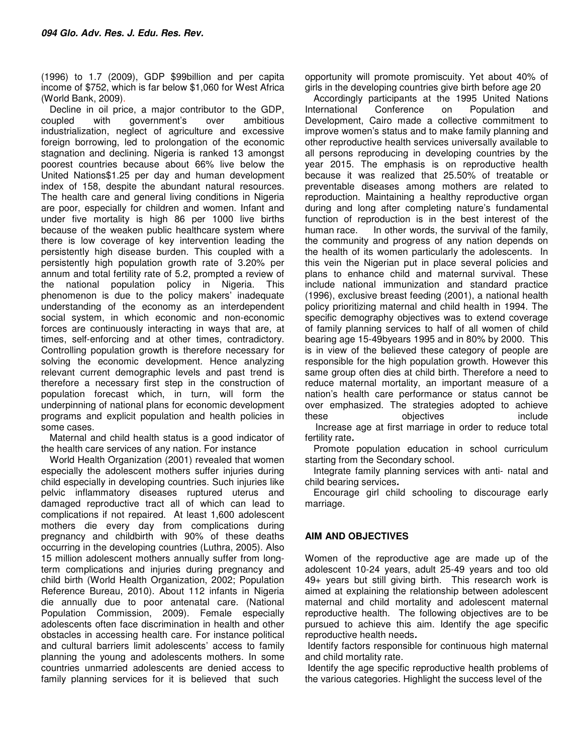(1996) to 1.7 (2009), GDP $99billion and per capita income of $752, which is far below $1,060 for West Africa (World Bank, 2009).

Decline in oil price, a major contributor to the GDP, coupled with government's over ambitious industrialization, neglect of agriculture and excessive foreign borrowing, led to prolongation of the economic stagnation and declining. Nigeria is ranked 13 amongst poorest countries because about 66% live below the United Nations$1.25 per day and human development index of 158, despite the abundant natural resources. The health care and general living conditions in Nigeria are poor, especially for children and women. Infant and under five mortality is high 86 per 1000 live births because of the weaken public healthcare system where there is low coverage of key intervention leading the persistently high disease burden. This coupled with a persistently high population growth rate of 3.20% per annum and total fertility rate of 5.2, prompted a review of the national population policy in Nigeria. This phenomenon is due to the policy makers' inadequate understanding of the economy as an interdependent social system, in which economic and non-economic forces are continuously interacting in ways that are, at times, self-enforcing and at other times, contradictory. Controlling population growth is therefore necessary for solving the economic development. Hence analyzing relevant current demographic levels and past trend is therefore a necessary first step in the construction of population forecast which, in turn, will form the underpinning of national plans for economic development programs and explicit population and health policies in some cases.

Maternal and child health status is a good indicator of the health care services of any nation. For instance

World Health Organization (2001) revealed that women especially the adolescent mothers suffer injuries during child especially in developing countries. Such injuries like pelvic inflammatory diseases ruptured uterus and damaged reproductive tract all of which can lead to complications if not repaired. At least 1,600 adolescent mothers die every day from complications during pregnancy and childbirth with 90% of these deaths occurring in the developing countries (Luthra, 2005). Also 15 million adolescent mothers annually suffer from long-term complications and injuries during pregnancy and child birth (World Health Organization, 2002; Population Reference Bureau, 2010). About 112 infants in Nigeria die annually due to poor antenatal care. (National Population Commission, 2009). Female especially adolescents often face discrimination in health and other obstacles in accessing health care. For instance political and cultural barriers limit adolescents' access to family planning the young and adolescents mothers. In some countries unmarried adolescents are denied access to family planning services for it is believed that such opportunity will promote promiscuity. Yet about 40% of girls in the developing countries give birth before age 20

Accordingly participants at the 1995 United Nations International Conference on Population and Development, Cairo made a collective commitment to improve women's status and to make family planning and other reproductive health services universally available to all persons reproducing in developing countries by the year 2015. The emphasis is on reproductive health because it was realized that 25.50% of treatable or preventable diseases among mothers are related to reproduction. Maintaining a healthy reproductive organ during and long after completing nature's fundamental function of reproduction is in the best interest of the human race. In other words, the survival of the family, the community and progress of any nation depends on the health of its women particularly the adolescents. In this vein the Nigerian put in place several policies and plans to enhance child and maternal survival. These include national immunization and standard practice (1996), exclusive breast feeding (2001), a national health policy prioritizing maternal and child health in 1994. The specific demography objectives was to extend coverage of family planning services to half of all women of child bearing age 15-49byears 1995 and in 80% by 2000. This is in view of the believed these category of people are responsible for the high population growth. However this same group often dies at child birth. Therefore a need to reduce maternal mortality, an important measure of a nation's health care performance or status cannot be over emphasized. The strategies adopted to achieve these objectives include

Increase age at first marriage in order to reduce total fertility rate*.*

Promote population education in school curriculum starting from the Secondary school.

Integrate family planning services with anti- natal and child bearing services*.*

Encourage girl child schooling to discourage early marriage.

## AIM AND OBJECTIVES

Women of the reproductive age are made up of the adolescent 10-24 years, adult 25-49 years and too old 49+ years but still giving birth. This research work is aimed at explaining the relationship between adolescent maternal and child mortality and adolescent maternal reproductive health. The following objectives are to be pursued to achieve this aim. Identify the age specific reproductive health needs*.*

Identify factors responsible for continuous high maternal and child mortality rate.

Identify the age specific reproductive health problems of the various categories. Highlight the success level of the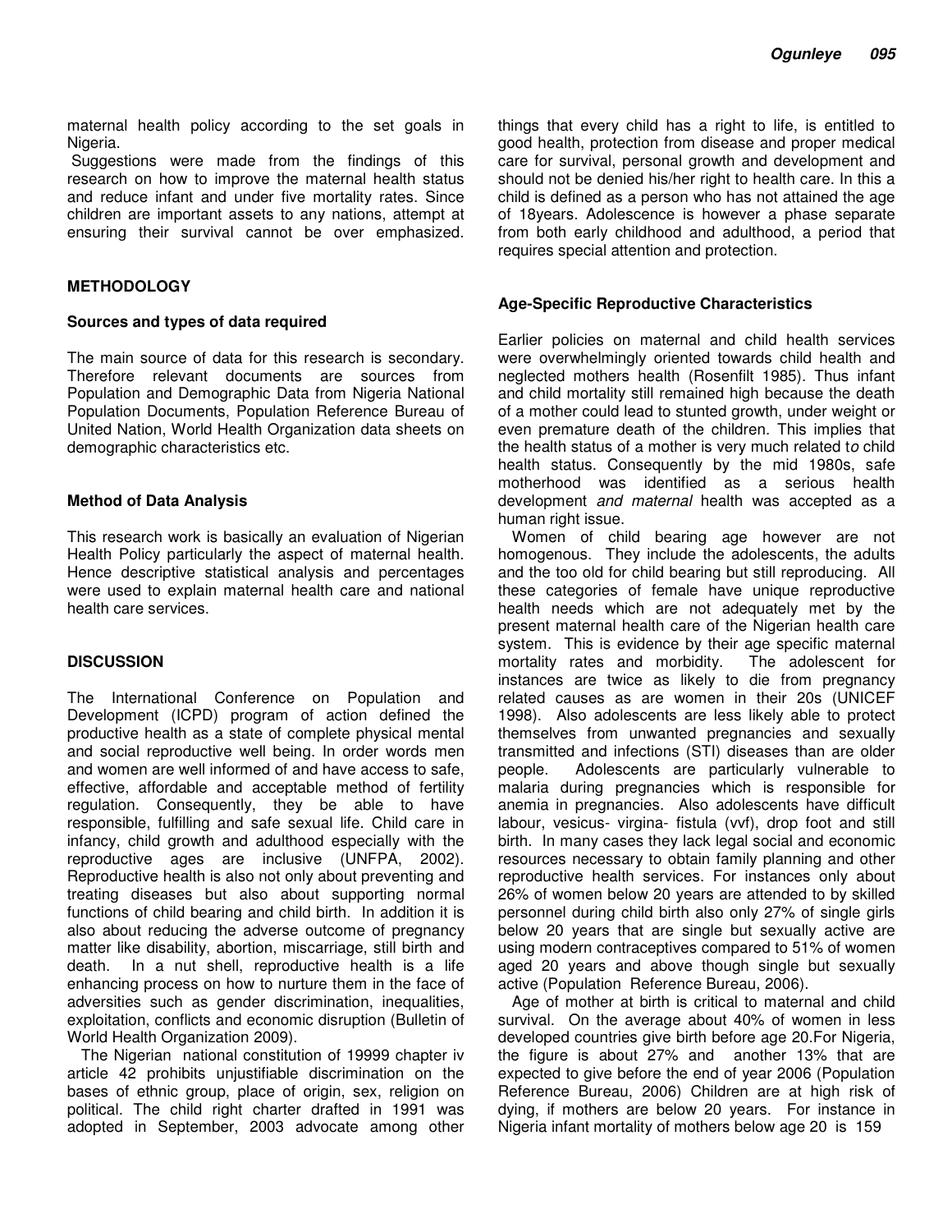maternal health policy according to the set goals in Nigeria.

Suggestions were made from the findings of this research on how to improve the maternal health status and reduce infant and under five mortality rates. Since children are important assets to any nations, attempt at ensuring their survival cannot be over emphasized.

## METHODOLOGY

### Sources and types of data required

The main source of data for this research is secondary. Therefore relevant documents are sources from Population and Demographic Data from Nigeria National Population Documents, Population Reference Bureau of United Nation, World Health Organization data sheets on demographic characteristics etc.

### Method of Data Analysis

This research work is basically an evaluation of Nigerian Health Policy particularly the aspect of maternal health. Hence descriptive statistical analysis and percentages were used to explain maternal health care and national health care services.

## DISCUSSION

The International Conference on Population and Development (ICPD) program of action defined the productive health as a state of complete physical mental and social reproductive well being. In order words men and women are well informed of and have access to safe, effective, affordable and acceptable method of fertility regulation. Consequently, they be able to have responsible, fulfilling and safe sexual life. Child care in infancy, child growth and adulthood especially with the reproductive ages are inclusive (UNFPA, 2002). Reproductive health is also not only about preventing and treating diseases but also about supporting normal functions of child bearing and child birth. In addition it is also about reducing the adverse outcome of pregnancy matter like disability, abortion, miscarriage, still birth and death. In a nut shell, reproductive health is a life enhancing process on how to nurture them in the face of adversities such as gender discrimination, inequalities, exploitation, conflicts and economic disruption (Bulletin of World Health Organization 2009).

The Nigerian national constitution of 19999 chapter iv article 42 prohibits unjustifiable discrimination on the bases of ethnic group, place of origin, sex, religion on political. The child right charter drafted in 1991 was adopted in September, 2003 advocate among other things that every child has a right to life, is entitled to good health, protection from disease and proper medical care for survival, personal growth and development and should not be denied his/her right to health care. In this a child is defined as a person who has not attained the age of 18years. Adolescence is however a phase separate from both early childhood and adulthood, a period that requires special attention and protection.

### Age-Specific Reproductive Characteristics

Earlier policies on maternal and child health services were overwhelmingly oriented towards child health and neglected mothers health (Rosenfilt 1985). Thus infant and child mortality still remained high because the death of a mother could lead to stunted growth, under weight or even premature death of the children. This implies that the health status of a mother is very much related t*o* child health status. Consequently by the mid 1980s, safe motherhood was identified as a serious health development *and maternal* health was accepted as a human right issue.

Women of child bearing age however are not homogenous. They include the adolescents, the adults and the too old for child bearing but still reproducing. All these categories of female have unique reproductive health needs which are not adequately met by the present maternal health care of the Nigerian health care system. This is evidence by their age specific maternal mortality rates and morbidity. The adolescent for instances are twice as likely to die from pregnancy related causes as are women in their 20s (UNICEF 1998). Also adolescents are less likely able to protect themselves from unwanted pregnancies and sexually transmitted and infections (STI) diseases than are older people. Adolescents are particularly vulnerable to malaria during pregnancies which is responsible for anemia in pregnancies. Also adolescents have difficult labour, vesicus- virgina- fistula (vvf), drop foot and still birth. In many cases they lack legal social and economic resources necessary to obtain family planning and other reproductive health services. For instances only about 26% of women below 20 years are attended to by skilled personnel during child birth also only 27% of single girls below 20 years that are single but sexually active are using modern contraceptives compared to 51% of women aged 20 years and above though single but sexually active (Population Reference Bureau, 2006).

Age of mother at birth is critical to maternal and child survival. On the average about 40% of women in less developed countries give birth before age 20.For Nigeria, the figure is about 27% and another 13% that are expected to give before the end of year 2006 (Population Reference Bureau, 2006) Children are at high risk of dying, if mothers are below 20 years. For instance in Nigeria infant mortality of mothers below age 20 is 159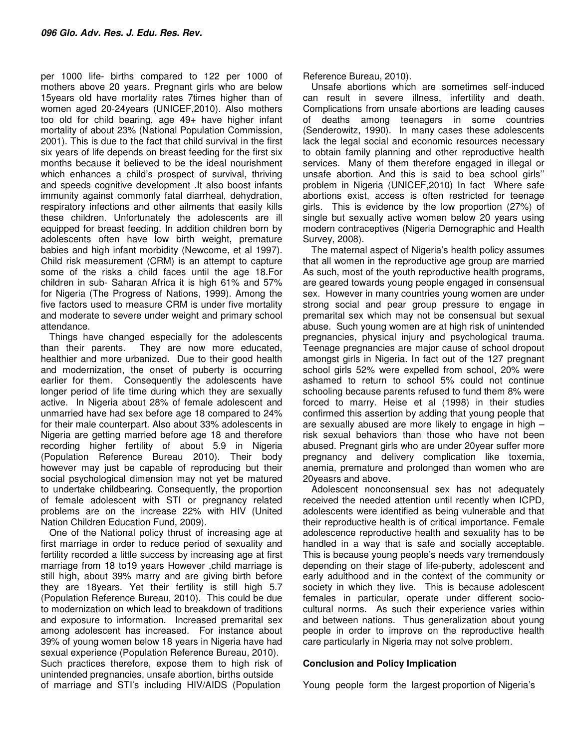per 1000 life- births compared to 122 per 1000 of mothers above 20 years. Pregnant girls who are below 15years old have mortality rates 7times higher than of women aged 20-24years (UNICEF,2010). Also mothers too old for child bearing, age 49+ have higher infant mortality of about 23% (National Population Commission, 2001). This is due to the fact that child survival in the first six years of life depends on breast feeding for the first six months because it believed to be the ideal nourishment which enhances a child's prospect of survival, thriving and speeds cognitive development .It also boost infants immunity against commonly fatal diarrheal, dehydration, respiratory infections and other ailments that easily kills these children. Unfortunately the adolescents are ill equipped for breast feeding. In addition children born by adolescents often have low birth weight, premature babies and high infant morbidity (Newcome, et al 1997). Child risk measurement (CRM) is an attempt to capture some of the risks a child faces until the age 18.For children in sub- Saharan Africa it is high 61% and 57% for Nigeria (The Progress of Nations, 1999). Among the five factors used to measure CRM is under five mortality and moderate to severe under weight and primary school attendance.

Things have changed especially for the adolescents than their parents. They are now more educated, healthier and more urbanized. Due to their good health and modernization, the onset of puberty is occurring earlier for them. Consequently the adolescents have longer period of life time during which they are sexually active. In Nigeria about 28% of female adolescent and unmarried have had sex before age 18 compared to 24% for their male counterpart. Also about 33% adolescents in Nigeria are getting married before age 18 and therefore recording higher fertility of about 5.9 in Nigeria (Population Reference Bureau 2010). Their body however may just be capable of reproducing but their social psychological dimension may not yet be matured to undertake childbearing. Consequently, the proportion of female adolescent with STI or pregnancy related problems are on the increase 22% with HIV (United Nation Children Education Fund, 2009).

One of the National policy thrust of increasing age at first marriage in order to reduce period of sexuality and fertility recorded a little success by increasing age at first marriage from 18 to19 years However ,child marriage is still high, about 39% marry and are giving birth before they are 18years. Yet their fertility is still high 5.7 (Population Reference Bureau, 2010). This could be due to modernization on which lead to breakdown of traditions and exposure to information. Increased premarital sex among adolescent has increased. For instance about 39% of young women below 18 years in Nigeria have had sexual experience (Population Reference Bureau, 2010). Such practices therefore, expose them to high risk of unintended pregnancies, unsafe abortion, births outside of marriage and STI's including HIV/AIDS (Population Reference Bureau, 2010).

Unsafe abortions which are sometimes self-induced can result in severe illness, infertility and death. Complications from unsafe abortions are leading causes of deaths among teenagers in some countries (Senderowitz, 1990). In many cases these adolescents lack the legal social and economic resources necessary to obtain family planning and other reproductive health services. Many of them therefore engaged in illegal or unsafe abortion. And this is said to bea school girls'' problem in Nigeria (UNICEF,2010) In fact Where safe abortions exist, access is often restricted for teenage girls. This is evidence by the low proportion (27%) of single but sexually active women below 20 years using modern contraceptives (Nigeria Demographic and Health Survey, 2008).

The maternal aspect of Nigeria's health policy assumes that all women in the reproductive age group are married As such, most of the youth reproductive health programs, are geared towards young people engaged in consensual sex. However in many countries young women are under strong social and pear group pressure to engage in premarital sex which may not be consensual but sexual abuse. Such young women are at high risk of unintended pregnancies, physical injury and psychological trauma. Teenage pregnancies are major cause of school dropout amongst girls in Nigeria. In fact out of the 127 pregnant school girls 52% were expelled from school, 20% were ashamed to return to school 5% could not continue schooling because parents refused to fund them 8% were forced to marry. Heise et al (1998) in their studies confirmed this assertion by adding that young people that are sexually abused are more likely to engage in high – risk sexual behaviors than those who have not been abused. Pregnant girls who are under 20year suffer more pregnancy and delivery complication like toxemia, anemia, premature and prolonged than women who are 20yeasrs and above.

Adolescent nonconsensual sex has not adequately received the needed attention until recently when ICPD, adolescents were identified as being vulnerable and that their reproductive health is of critical importance. Female adolescence reproductive health and sexuality has to be handled in a way that is safe and socially acceptable. This is because young people's needs vary tremendously depending on their stage of life-puberty, adolescent and early adulthood and in the context of the community or society in which they live. This is because adolescent females in particular, operate under different socio-cultural norms. As such their experience varies within and between nations. Thus generalization about young people in order to improve on the reproductive health care particularly in Nigeria may not solve problem.

## Conclusion and Policy Implication

Young people form the largest proportion of Nigeria's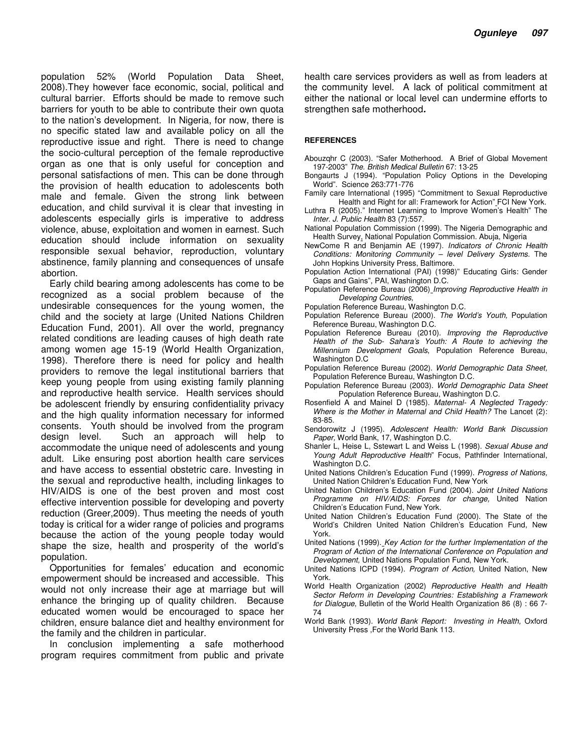population 52% (World Population Data Sheet, 2008).They however face economic, social, political and cultural barrier. Efforts should be made to remove such barriers for youth to be able to contribute their own quota to the nation's development. In Nigeria, for now, there is no specific stated law and available policy on all the reproductive issue and right. There is need to change the socio-cultural perception of the female reproductive organ as one that is only useful for conception and personal satisfactions of men. This can be done through the provision of health education to adolescents both male and female. Given the strong link between education, and child survival it is clear that investing in adolescents especially girls is imperative to address violence, abuse, exploitation and women in earnest. Such education should include information on sexuality responsible sexual behavior, reproduction, voluntary abstinence, family planning and consequences of unsafe abortion.

Early child bearing among adolescents has come to be recognized as a social problem because of the undesirable consequences for the young women, the child and the society at large (United Nations Children Education Fund, 2001). All over the world, pregnancy related conditions are leading causes of high death rate among women age 15-19 (World Health Organization, 1998). Therefore there is need for policy and health providers to remove the legal institutional barriers that keep young people from using existing family planning and reproductive health service. Health services should be adolescent friendly by ensuring confidentiality privacy and the high quality information necessary for informed consents. Youth should be involved from the program design level. Such an approach will help to accommodate the unique need of adolescents and young adult. Like ensuring post abortion health care services and have access to essential obstetric care. Investing in the sexual and reproductive health, including linkages to HIV/AIDS is one of the best proven and most cost effective intervention possible for developing and poverty reduction (Greer,2009). Thus meeting the needs of youth today is critical for a wider range of policies and programs because the action of the young people today would shape the size, health and prosperity of the world's population.

Opportunities for females' education and economic empowerment should be increased and accessible. This would not only increase their age at marriage but will enhance the bringing up of quality children. Because educated women would be encouraged to space her children, ensure balance diet and healthy environment for the family and the children in particular.

In conclusion implementing a safe motherhood program requires commitment from public and private health care services providers as well as from leaders at the community level. A lack of political commitment at either the national or local level can undermine efforts to strengthen safe motherhood**.**

## REFERENCES

Abouzqhr C (2003). "Safer Motherhood. A Brief of Global Movement 197-2003" *The. British Medical Bulletin* 67: 13-25

Bongaurts J (1994). "Population Policy Options in the Developing World". Science 263:771-776

Family care International (1995) "Commitment to Sexual Reproductive Health and Right for all: Framework for Action" FCI New York.

Luthra R (2005)." Internet Learning to Improve Women's Health" The *Inter. J. Public Health* 83 (7):557.

National Population Commission (1999). The Nigeria Demographic and Health Survey, National Population Commission. Abuja, Nigeria

NewCome R and Benjamin AE (1997). *Indicators of Chronic Health Conditions: Monitoring Community – level Delivery Systems.* The John Hopkins University Press, Baltimore.

Population Action International (PAI) (1998)" Educating Girls: Gender Gaps and Gains", PAI, Washington D.C.

Population Reference Bureau (2006) *Improving Reproductive Health in Developing Countries,*

Population Reference Bureau, Washington D.C.

Population Reference Bureau (2000). *The World's Youth,* Population Reference Bureau, Washington D.C.

Population Reference Bureau (2010). *Improving the Reproductive Health of the Sub- Sahara's Youth: A Route to achieving the Millennium Development Goals*, Population Reference Bureau, Washington D.C

Population Reference Bureau (2002). *World Demographic Data Sheet,* Population Reference Bureau, Washington D.C.

Population Reference Bureau (2003). *World Demographic Data Sheet* Population Reference Bureau, Washington D.C.

Rosenfield A and Mainel D (1985). *Maternal- A Neglected Tragedy: Where is the Mother in Maternal and Child Health?* The Lancet (2): 83-85.

Sendorowitz J (1995). *Adolescent Health: World Bank Discussion Paper,* World Bank, 17, Washington D.C.

Shanler L, Heise L, Sstewart L and Weiss L (1998). *Sexual Abuse and Young Adult Reproductive Health*" Focus, Pathfinder International, Washington D.C.

United Nations Children's Education Fund (1999). *Progress of Nations,* United Nation Children's Education Fund, New York

United Nation Children's Education Fund (2004). *Joint United Nations Programme on HIV/AIDS: Forces for change,* United Nation Children's Education Fund, New York.

United Nation Children's Education Fund (2000). The State of the World's Children United Nation Children's Education Fund, New York.

United Nations (1999). *Key Action for the further Implementation of the Program of Action of the International Conference on Population and Development,* United Nations Population Fund, New York.

United Nations ICPD (1994). *Program of Action,* United Nation, New York.

World Health Organization (2002) *Reproductive Health and Health Sector Reform in Developing Countries: Establishing a Framework for Dialogue*, Bulletin of the World Health Organization 86 (8) : 66 7-74

World Bank (1993). *World Bank Report: Investing in Health,* Oxford University Press ,For the World Bank 113.